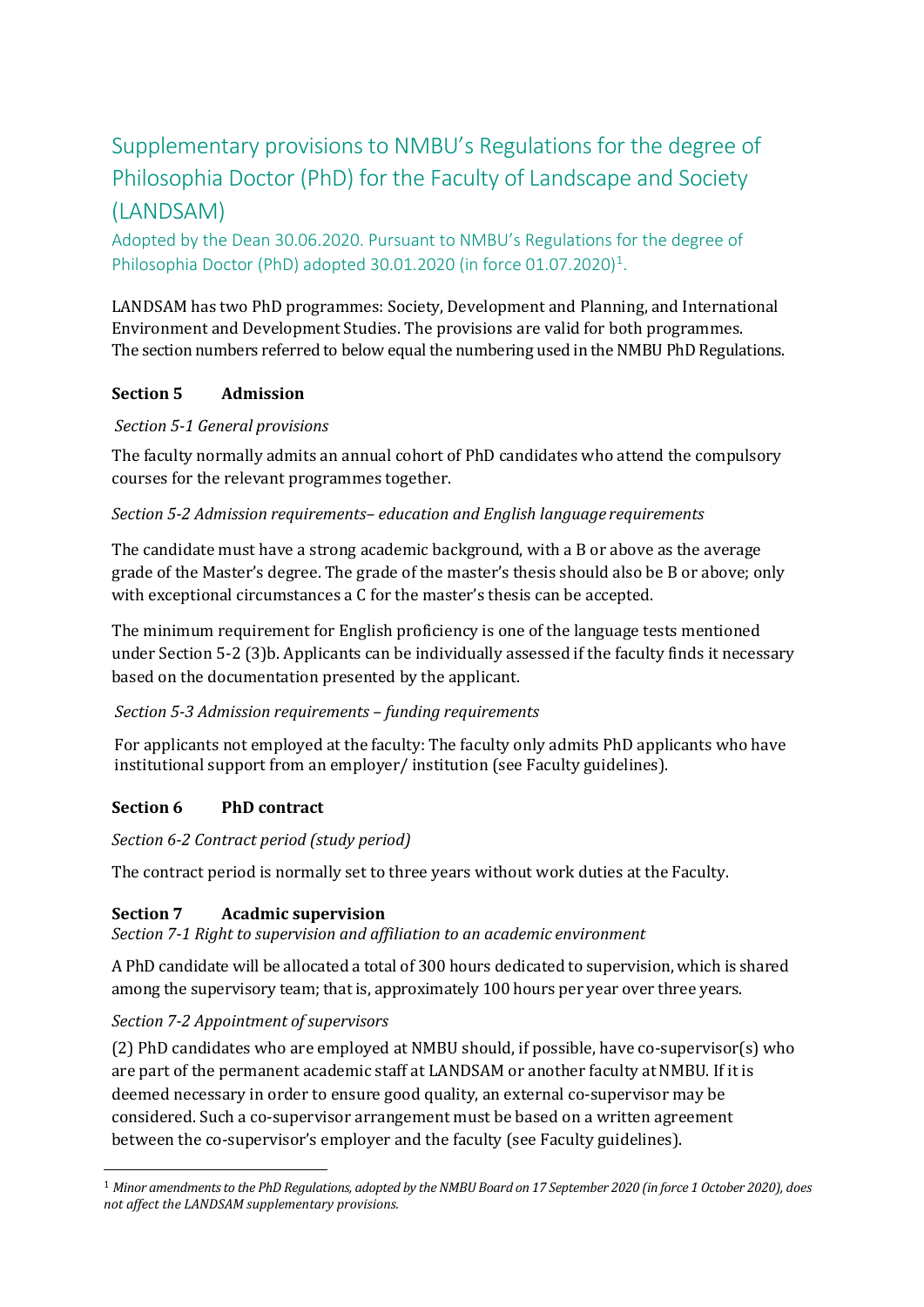# Supplementary provisions to NMBU's Regulations for the degree of Philosophia Doctor (PhD) for the Faculty of Landscape and Society (LANDSAM)

Adopted by the Dean 30.06.2020. Pursuant to NMBU's Regulations for the degree of Philosophia Doctor (PhD) adopted 30.01.2020 (in force 01.07.2020)[1].

LANDSAM has two PhD programmes: Society, Development and Planning, and International Environment and Development Studies. The provisions are valid for both programmes. The section numbers referred to below equal the numbering used in the NMBU PhD Regulations.

## Section 5 Admission

*Section 5-1 General provisions*

The faculty normally admits an annual cohort of PhD candidates who attend the compulsory courses for the relevant programmes together.

*Section 5-2 Admission requirements– education and English language requirements*

The candidate must have a strong academic background, with a B or above as the average grade of the Master's degree. The grade of the master's thesis should also be B or above; only with exceptional circumstances a C for the master's thesis can be accepted.

The minimum requirement for English proficiency is one of the language tests mentioned under Section 5-2 (3)b. Applicants can be individually assessed if the faculty finds it necessary based on the documentation presented by the applicant.

*Section 5-3 Admission requirements – funding requirements*

For applicants not employed at the faculty: The faculty only admits PhD applicants who have institutional support from an employer/ institution (see Faculty guidelines).

## Section 6 PhD contract

*Section 6-2 Contract period (study period)*

The contract period is normally set to three years without work duties at the Faculty.

## Section 7 Acadmic supervision

*Section 7-1 Right to supervision and affiliation to an academic environment*

A PhD candidate will be allocated a total of 300 hours dedicated to supervision, which is shared among the supervisory team; that is, approximately 100 hours per year over three years.

*Section 7-2 Appointment of supervisors*

(2) PhD candidates who are employed at NMBU should, if possible, have co-supervisor(s) who are part of the permanent academic staff at LANDSAM or another faculty at NMBU. If it is deemed necessary in order to ensure good quality, an external co-supervisor may be considered. Such a co-supervisor arrangement must be based on a written agreement between the co-supervisor's employer and the faculty (see Faculty guidelines).

---

[1] *Minor amendments to the PhD Regulations, adopted by the NMBU Board on 17 September 2020 (in force 1 October 2020), does not affect the LANDSAM supplementary provisions.*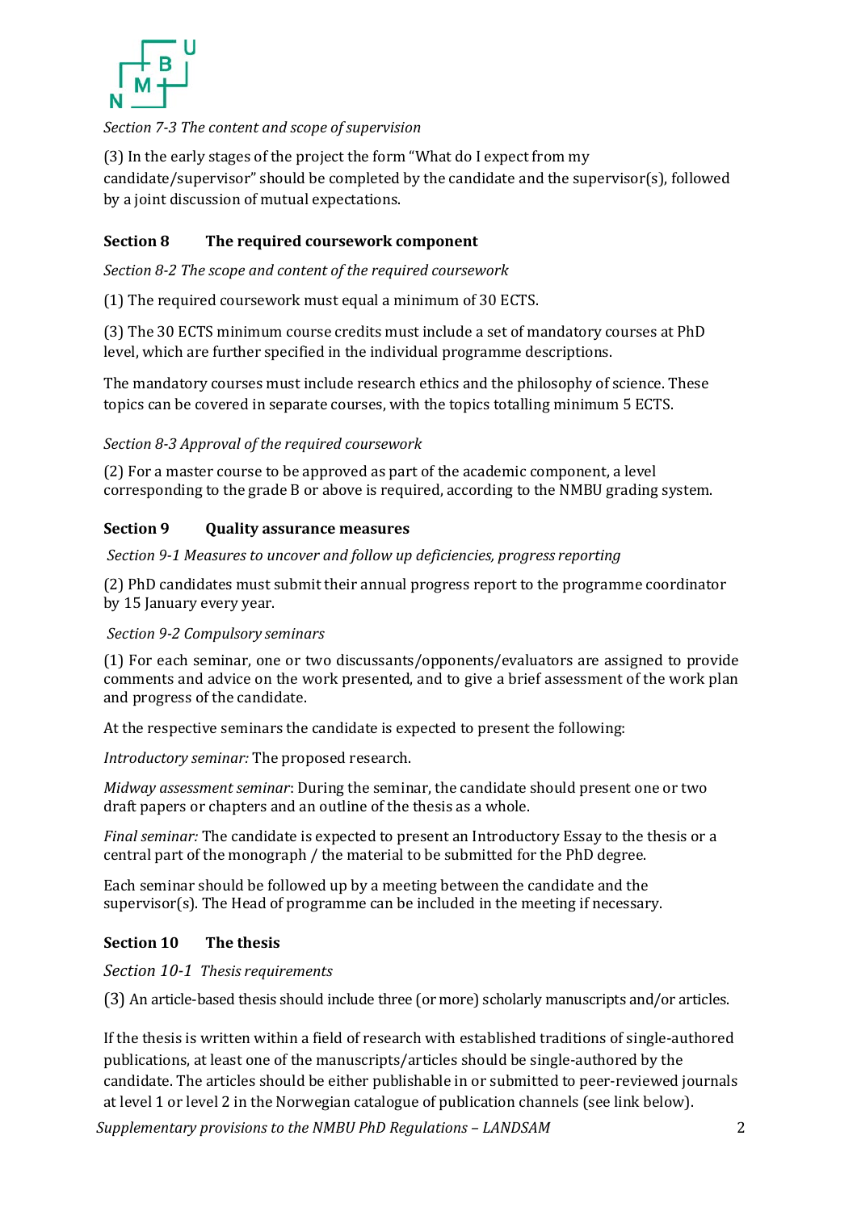*Section 7-3 The content and scope of supervision*

(3) In the early stages of the project the form "What do I expect from my candidate/supervisor" should be completed by the candidate and the supervisor(s), followed by a joint discussion of mutual expectations.

## Section 8 The required coursework component

*Section 8-2 The scope and content of the required coursework*

(1) The required coursework must equal a minimum of 30 ECTS.

(3) The 30 ECTS minimum course credits must include a set of mandatory courses at PhD level, which are further specified in the individual programme descriptions.

The mandatory courses must include research ethics and the philosophy of science. These topics can be covered in separate courses, with the topics totalling minimum 5 ECTS.

*Section 8-3 Approval of the required coursework*

(2) For a master course to be approved as part of the academic component, a level corresponding to the grade B or above is required, according to the NMBU grading system.

## Section 9 Quality assurance measures

*Section 9-1 Measures to uncover and follow up deficiencies, progress reporting*

(2) PhD candidates must submit their annual progress report to the programme coordinator by 15 January every year.

*Section 9-2 Compulsory seminars*

(1) For each seminar, one or two discussants/opponents/evaluators are assigned to provide comments and advice on the work presented, and to give a brief assessment of the work plan and progress of the candidate.

At the respective seminars the candidate is expected to present the following:

*Introductory seminar:* The proposed research.

*Midway assessment seminar*: During the seminar, the candidate should present one or two draft papers or chapters and an outline of the thesis as a whole.

*Final seminar:* The candidate is expected to present an Introductory Essay to the thesis or a central part of the monograph / the material to be submitted for the PhD degree.

Each seminar should be followed up by a meeting between the candidate and the supervisor(s). The Head of programme can be included in the meeting if necessary.

## Section 10 The thesis

*Section 10-1 Thesis requirements*

(3) An article-based thesis should include three (or more) scholarly manuscripts and/or articles.

If the thesis is written within a field of research with established traditions of single-authored publications, at least one of the manuscripts/articles should be single-authored by the candidate. The articles should be either publishable in or submitted to peer-reviewed journals at level 1 or level 2 in the Norwegian catalogue of publication channels (see link below).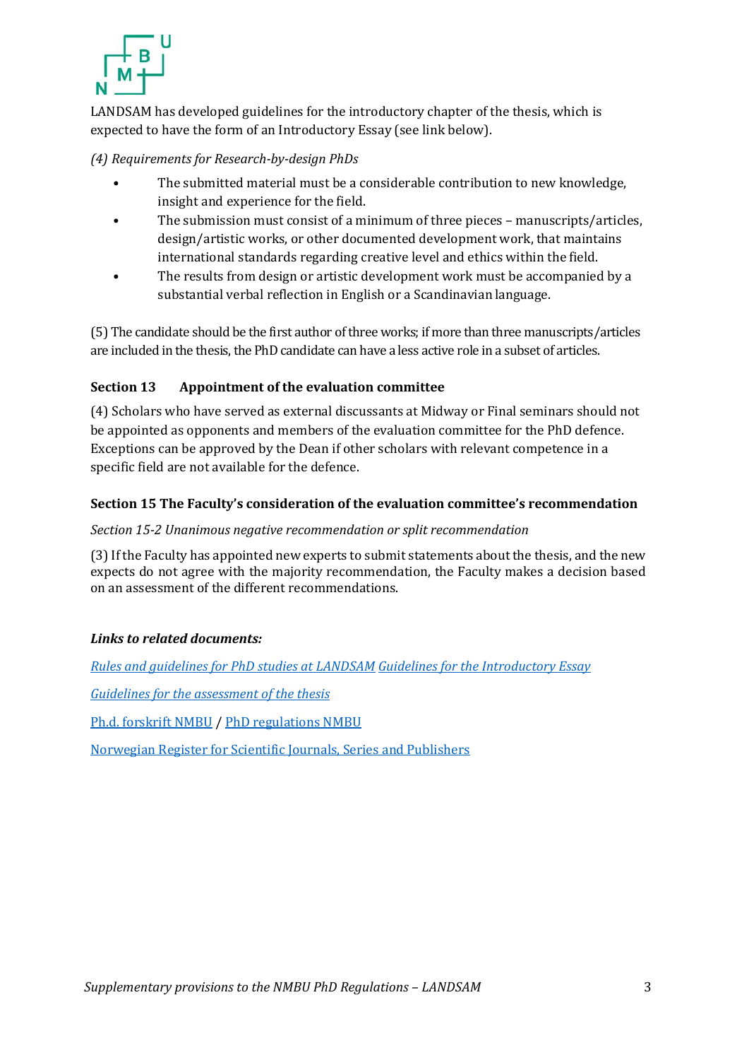LANDSAM has developed guidelines for the introductory chapter of the thesis, which is expected to have the form of an Introductory Essay (see link below).

*(4) Requirements for Research-by-design PhDs*

- The submitted material must be a considerable contribution to new knowledge, insight and experience for the field.
- The submission must consist of a minimum of three pieces – manuscripts/articles, design/artistic works, or other documented development work, that maintains international standards regarding creative level and ethics within the field.
- The results from design or artistic development work must be accompanied by a substantial verbal reflection in English or a Scandinavian language.

(5) The candidate should be the first author of three works; if more than three manuscripts/articles are included in the thesis, the PhD candidate can have a less active role in a subset of articles.

### Section 13 Appointment of the evaluation committee

(4) Scholars who have served as external discussants at Midway or Final seminars should not be appointed as opponents and members of the evaluation committee for the PhD defence. Exceptions can be approved by the Dean if other scholars with relevant competence in a specific field are not available for the defence.

### Section 15 The Faculty's consideration of the evaluation committee's recommendation

*Section 15-2 Unanimous negative recommendation or split recommendation*

(3) If the Faculty has appointed new experts to submit statements about the thesis, and the new expects do not agree with the majority recommendation, the Faculty makes a decision based on an assessment of the different recommendations.

***Links to related documents:***

*Rules and guidelines for PhD studies at LANDSAM* *Guidelines for the Introductory Essay*

*Guidelines for the assessment of the thesis*

Ph.d. forskrift NMBU / PhD regulations NMBU

Norwegian Register for Scientific Journals, Series and Publishers